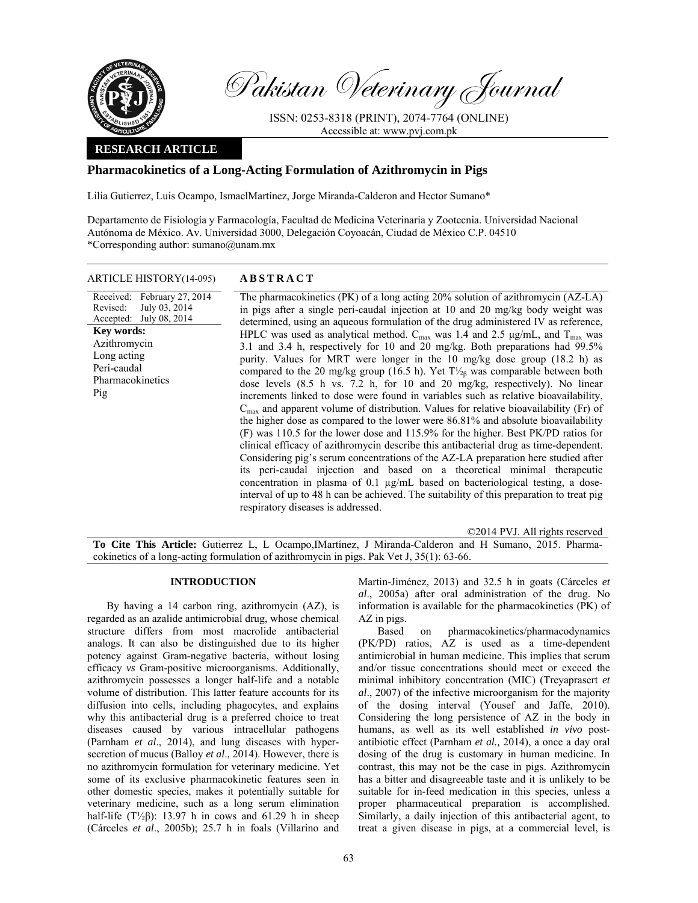# Pakistan Veterinary Journal

ISSN: 0253-8318 (PRINT), 2074-7764 (ONLINE)
Accessible at: www.pvj.com.pk

**RESEARCH ARTICLE**

## Pharmacokinetics of a Long-Acting Formulation of Azithromycin in Pigs

Lilia Gutierrez, Luis Ocampo, IsmaelMartínez, Jorge Miranda-Calderon and Hector Sumano*

Departamento de Fisiología y Farmacología, Facultad de Medicina Veterinaria y Zootecnia. Universidad Nacional Autónoma de México. Av. Universidad 3000, Delegación Coyoacán, Ciudad de México C.P. 04510
*Corresponding author: sumano@unam.mx

**ARTICLE HISTORY** (14-095)

Received: February 27, 2014
Revised: July 03, 2014
Accepted: July 08, 2014

**Key words:**
Azithromycin
Long acting
Peri-caudal
Pharmacokinetics
Pig

**ABSTRACT**

The pharmacokinetics (PK) of a long acting 20% solution of azithromycin (AZ-LA) in pigs after a single peri-caudal injection at 10 and 20 mg/kg body weight was determined, using an aqueous formulation of the drug administered IV as reference, HPLC was used as analytical method. $C_{max}$ was 1.4 and 2.5 µg/mL, and $T_{max}$ was 3.1 and 3.4 h, respectively for 10 and 20 mg/kg. Both preparations had 99.5% purity. Values for MRT were longer in the 10 mg/kg dose group (18.2 h) as compared to the 20 mg/kg group (16.5 h). Yet $T½_{\beta}$ was comparable between both dose levels (8.5 h vs. 7.2 h, for 10 and 20 mg/kg, respectively). No linear increments linked to dose were found in variables such as relative bioavailability, $C_{max}$ and apparent volume of distribution. Values for relative bioavailability (Fr) of the higher dose as compared to the lower were 86.81% and absolute bioavailability (F) was 110.5 for the lower dose and 115.9% for the higher. Best PK/PD ratios for clinical efficacy of azithromycin describe this antibacterial drug as time-dependent. Considering pig's serum concentrations of the AZ-LA preparation here studied after its peri-caudal injection and based on a theoretical minimal therapeutic concentration in plasma of 0.1 µg/mL based on bacteriological testing, a dose-interval of up to 48 h can be achieved. The suitability of this preparation to treat pig respiratory diseases is addressed.

©2014 PVJ. All rights reserved

**To Cite This Article:** Gutierrez L, L Ocampo,IMartínez, J Miranda-Calderon and H Sumano, 2015. Pharmacokinetics of a long-acting formulation of azithromycin in pigs. Pak Vet J, 35(1): 63-66.

## INTRODUCTION

By having a 14 carbon ring, azithromycin (AZ), is regarded as an azalide antimicrobial drug, whose chemical structure differs from most macrolide antibacterial analogs. It can also be distinguished due to its higher potency against Gram-negative bacteria, without losing efficacy *vs* Gram-positive microorganisms. Additionally, azithromycin possesses a longer half-life and a notable volume of distribution. This latter feature accounts for its diffusion into cells, including phagocytes, and explains why this antibacterial drug is a preferred choice to treat diseases caused by various intracellular pathogens (Parnham *et al*., 2014), and lung diseases with hyper-secretion of mucus (Balloy *et al*., 2014). However, there is no azithromycin formulation for veterinary medicine. Yet some of its exclusive pharmacokinetic features seen in other domestic species, makes it potentially suitable for veterinary medicine, such as a long serum elimination half-life ($T½\beta$): 13.97 h in cows and 61.29 h in sheep (Cárceles *et al*., 2005b); 25.7 h in foals (Villarino and Martin-Jiménez, 2013) and 32.5 h in goats (Cárceles *et al*., 2005a) after oral administration of the drug. No information is available for the pharmacokinetics (PK) of AZ in pigs.

Based on pharmacokinetics/pharmacodynamics (PK/PD) ratios, AZ is used as a time-dependent antimicrobial in human medicine. This implies that serum and/or tissue concentrations should meet or exceed the minimal inhibitory concentration (MIC) (Treyaprasert *et al*., 2007) of the infective microorganism for the majority of the dosing interval (Yousef and Jaffe, 2010). Considering the long persistence of AZ in the body in humans, as well as its well established *in vivo* post-antibiotic effect (Parnham *et al.,* 2014), a once a day oral dosing of the drug is customary in human medicine. In contrast, this may not be the case in pigs. Azithromycin has a bitter and disagreeable taste and it is unlikely to be suitable for in-feed medication in this species, unless a proper pharmaceutical preparation is accomplished. Similarly, a daily injection of this antibacterial agent, to treat a given disease in pigs, at a commercial level, is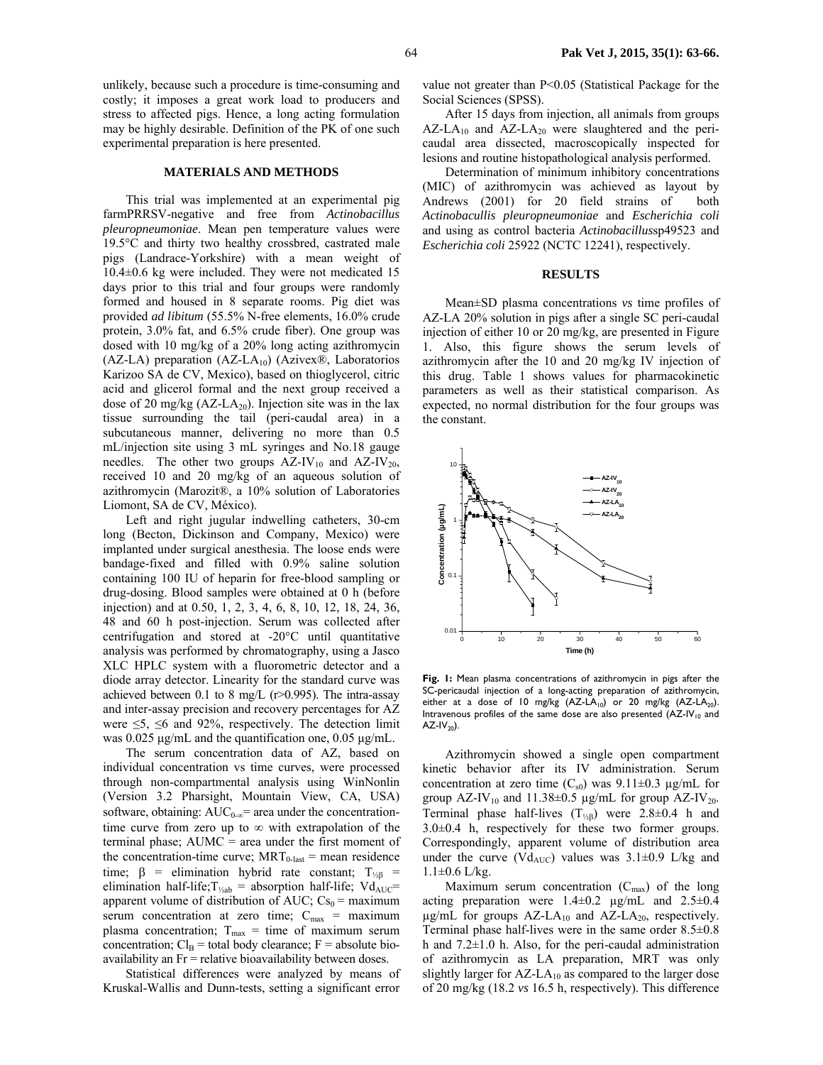unlikely, because such a procedure is time-consuming and costly; it imposes a great work load to producers and stress to affected pigs. Hence, a long acting formulation may be highly desirable. Definition of the PK of one such experimental preparation is here presented.

## MATERIALS AND METHODS

This trial was implemented at an experimental pig farmPRRSV-negative and free from *Actinobacillus pleuropneumoniae*. Mean pen temperature values were 19.5°C and thirty two healthy crossbred, castrated male pigs (Landrace-Yorkshire) with a mean weight of 10.4±0.6 kg were included. They were not medicated 15 days prior to this trial and four groups were randomly formed and housed in 8 separate rooms. Pig diet was provided *ad libitum* (55.5% N-free elements, 16.0% crude protein, 3.0% fat, and 6.5% crude fiber). One group was dosed with 10 mg/kg of a 20% long acting azithromycin (AZ-LA) preparation ($AZ\text{-}LA_{10}$) (Azivex®, Laboratorios Karizoo SA de CV, Mexico), based on thioglycerol, citric acid and glicerol formal and the next group received a dose of 20 mg/kg ($AZ\text{-}LA_{20}$). Injection site was in the lax tissue surrounding the tail (peri-caudal area) in a subcutaneous manner, delivering no more than 0.5 mL/injection site using 3 mL syringes and No.18 gauge needles. The other two groups $AZ\text{-}IV_{10}$ and $AZ\text{-}IV_{20}$, received 10 and 20 mg/kg of an aqueous solution of azithromycin (Marozit®, a 10% solution of Laboratories Liomont, SA de CV, México).

Left and right jugular indwelling catheters, 30-cm long (Becton, Dickinson and Company, Mexico) were implanted under surgical anesthesia. The loose ends were bandage-fixed and filled with 0.9% saline solution containing 100 IU of heparin for free-blood sampling or drug-dosing. Blood samples were obtained at 0 h (before injection) and at 0.50, 1, 2, 3, 4, 6, 8, 10, 12, 18, 24, 36, 48 and 60 h post-injection. Serum was collected after centrifugation and stored at -20°C until quantitative analysis was performed by chromatography, using a Jasco XLC HPLC system with a fluorometric detector and a diode array detector. Linearity for the standard curve was achieved between 0.1 to 8 mg/L (r>0.995). The intra-assay and inter-assay precision and recovery percentages for AZ were ≤5, ≤6 and 92%, respectively. The detection limit was 0.025 µg/mL and the quantification one, 0.05 µg/mL.

The serum concentration data of AZ, based on individual concentration vs time curves, were processed through non-compartmental analysis using WinNonlin (Version 3.2 Pharsight, Mountain View, CA, USA) software, obtaining: $AUC_{0-\infty}$= area under the concentration-time curve from zero up to ∞ with extrapolation of the terminal phase; AUMC = area under the first moment of the concentration-time curve; $MRT_{0\text{-last}}$ = mean residence time; β = elimination hybrid rate constant; $T_{½β}$ = elimination half-life; $T_{½ab}$ = absorption half-life; $Vd_{AUC}$= apparent volume of distribution of AUC; $Cs_0$ = maximum serum concentration at zero time; $C_{max}$ = maximum plasma concentration; $T_{max}$ = time of maximum serum concentration; $Cl_B$ = total body clearance; F = absolute bio-availability an Fr = relative bioavailability between doses.

Statistical differences were analyzed by means of Kruskal-Wallis and Dunn-tests, setting a significant error value not greater than P<0.05 (Statistical Package for the Social Sciences (SPSS).

After 15 days from injection, all animals from groups $AZ\text{-}LA_{10}$ and $AZ\text{-}LA_{20}$ were slaughtered and the peri-caudal area dissected, macroscopically inspected for lesions and routine histopathological analysis performed.

Determination of minimum inhibitory concentrations (MIC) of azithromycin was achieved as layout by Andrews (2001) for 20 field strains of both *Actinobacullis pleuropneumoniae* and *Escherichia coli* and using as control bacteria *Actinobacillus*sp49523 and *Escherichia coli* 25922 (NCTC 12241), respectively.

## RESULTS

Mean±SD plasma concentrations *vs* time profiles of AZ-LA 20% solution in pigs after a single SC peri-caudal injection of either 10 or 20 mg/kg, are presented in Figure 1. Also, this figure shows the serum levels of azithromycin after the 10 and 20 mg/kg IV injection of this drug. Table 1 shows values for pharmacokinetic parameters as well as their statistical comparison. As expected, no normal distribution for the four groups was the constant.

**Fig. 1:** Mean plasma concentrations of azithromycin in pigs after the SC-pericaudal injection of a long-acting preparation of azithromycin, either at a dose of 10 mg/kg ($AZ\text{-}LA_{10}$) or 20 mg/kg ($AZ\text{-}LA_{20}$). Intravenous profiles of the same dose are also presented ($AZ\text{-}IV_{10}$ and $AZ\text{-}IV_{20}$).

Azithromycin showed a single open compartment kinetic behavior after its IV administration. Serum concentration at zero time ($C_{s0}$) was 9.11±0.3 µg/mL for group $AZ\text{-}IV_{10}$ and 11.38±0.5 µg/mL for group $AZ\text{-}IV_{20}$. Terminal phase half-lives ($T_{½β}$) were 2.8±0.4 h and 3.0±0.4 h, respectively for these two former groups. Correspondingly, apparent volume of distribution area under the curve ($Vd_{AUC}$) values was 3.1±0.9 L/kg and 1.1±0.6 L/kg.

Maximum serum concentration ($C_{max}$) of the long acting preparation were 1.4±0.2 µg/mL and 2.5±0.4 µg/mL for groups $AZ\text{-}LA_{10}$ and $AZ\text{-}LA_{20}$, respectively. Terminal phase half-lives were in the same order 8.5±0.8 h and 7.2±1.0 h. Also, for the peri-caudal administration of azithromycin as LA preparation, MRT was only slightly larger for $AZ\text{-}LA_{10}$ as compared to the larger dose of 20 mg/kg (18.2 *vs* 16.5 h, respectively). This difference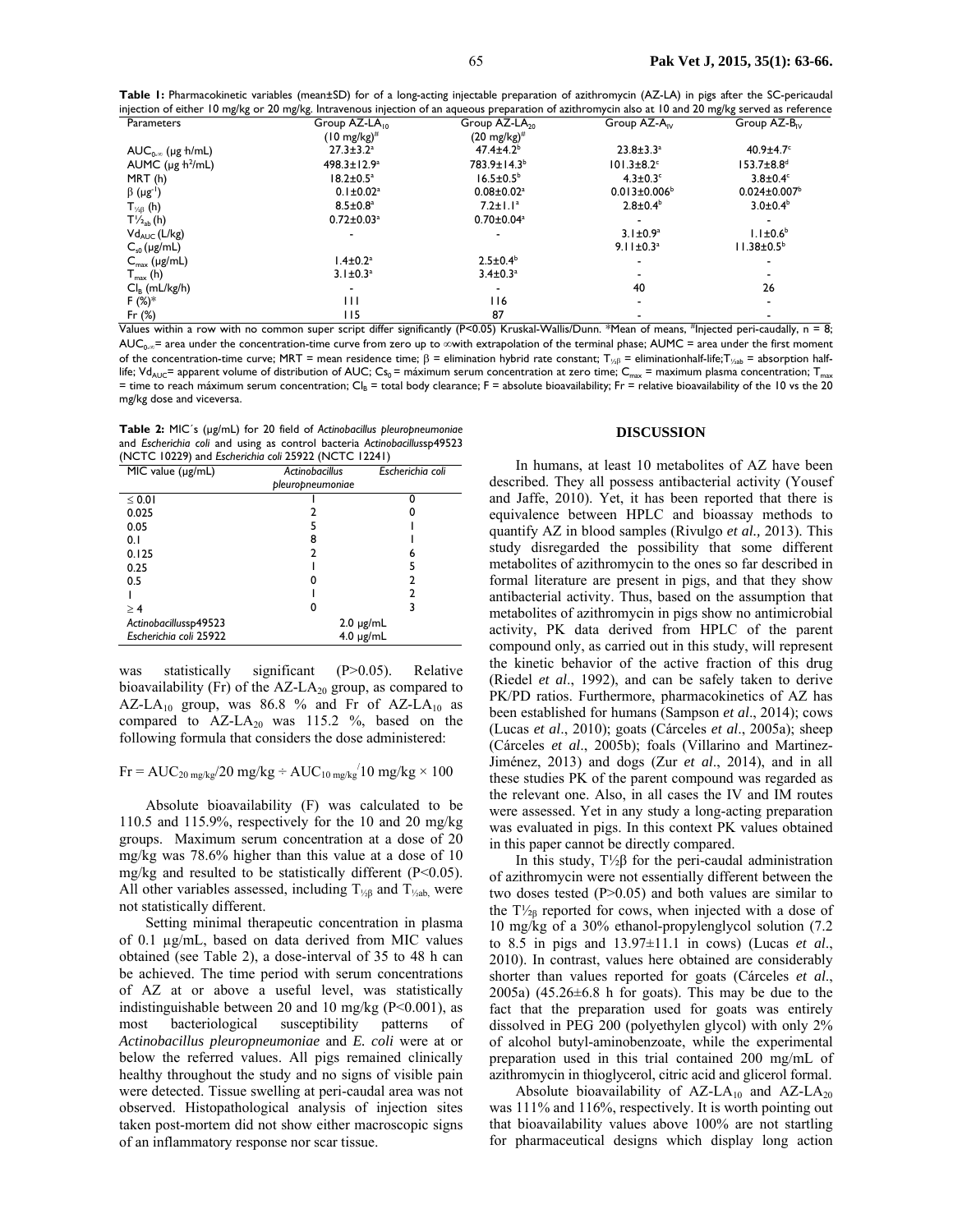**Table 1:** Pharmacokinetic variables (mean±SD) for of a long-acting injectable preparation of azithromycin (AZ-LA) in pigs after the SC-pericaudal injection of either 10 mg/kg or 20 mg/kg. Intravenous injection of an aqueous preparation of azithromycin also at 10 and 20 mg/kg served as reference

| Parameters | Group AZ-$LA_{10}$ (10 mg/kg)[#] | Group AZ-$LA_{20}$ (20 mg/kg)[#] | Group AZ-$A_{IV}$ | Group AZ-$B_{IV}$ |
|---|---|---|---|---|
| $AUC_{0-\infty}$ (µg h/mL) | 27.3±3.2[a] | 47.4±4.2[b] | 23.8±3.3[a] | 40.9±4.7[c] |
| AUMC (µg $h^2$/mL) | 498.3±12.9[a] | 783.9±14.3[b] | 101.3±8.2[c] | 153.7±8.8[d] |
| MRT (h) | 18.2±0.5[a] | 16.5±0.5[b] | 4.3±0.3[c] | 3.8±0.4[c] |
| β ($\mu g^{-1}$) | 0.1±0.02[a] | 0.08±0.02[a] | 0.013±0.006[b] | 0.024±0.007[b] |
| $T_{½β}$ (h) | 8.5±0.8[a] | 7.2±1.1[a] | 2.8±0.4[b] | 3.0±0.4[b] |
| $T½_{ab}$ (h) | 0.72±0.03[a] | 0.70±0.04[a] | - | - |
| $Vd_{AUC}$ (L/kg) | - | - | 3.1±0.9[a] | 1.1±0.6[b] |
| $C_{s0}$ (µg/mL) | | | 9.11±0.3[a] | 11.38±0.5[b] |
| $C_{max}$ (µg/mL) | 1.4±0.2[a] | 2.5±0.4[b] | - | - |
| $T_{max}$ (h) | 3.1±0.3[a] | 3.4±0.3[a] | - | - |
| $Cl_B$ (mL/kg/h) | - | - | 40 | 26 |
| F (%)* | 111 | 116 | - | - |
| Fr (%) | 115 | 87 | - | - |

Values within a row with no common super script differ significantly (P<0.05) Kruskal-Wallis/Dunn. *Mean of means, [#]Injected peri-caudally, n = 8; $AUC_{0-\infty}$= area under the concentration-time curve from zero up to ∞with extrapolation of the terminal phase; AUMC = area under the first moment of the concentration-time curve; MRT = mean residence time; β = elimination hybrid rate constant; $T_{½β}$ = eliminationhalf-life;$T_{½ab}$ = absorption half-life; $Vd_{AUC}$= apparent volume of distribution of AUC; $Cs_0$ = máximum serum concentration at zero time; $C_{max}$ = maximum plasma concentration; $T_{max}$ = time to reach máximum serum concentration; $Cl_B$ = total body clearance; F = absolute bioavailability; Fr = relative bioavailability of the 10 vs the 20 mg/kg dose and viceversa.

**Table 2:** MIC´s (µg/mL) for 20 field of *Actinobacillus pleuropneumoniae* and *Escherichia coli* and using as control bacteria *Actinobacillus*sp49523 (NCTC 10229) and *Escherichia coli* 25922 (NCTC 12241)

| MIC value (µg/mL) | *Actinobacillus pleuropneumoniae* | *Escherichia coli* |
|---|---|---|
| ≤ 0.01 | 1 | 0 |
| 0.025 | 2 | 0 |
| 0.05 | 5 | 1 |
| 0.1 | 8 | 1 |
| 0.125 | 2 | 6 |
| 0.25 | 1 | 5 |
| 0.5 | 0 | 2 |
| 1 | 1 | 2 |
| ≥ 4 | 0 | 3 |
| *Actinobacillus*sp49523 | 2.0 µg/mL | |
| *Escherichia coli* 25922 | 4.0 µg/mL | |

was statistically significant (P>0.05). Relative bioavailability (Fr) of the AZ-$LA_{20}$ group, as compared to AZ-$LA_{10}$ group, was 86.8 % and Fr of AZ-$LA_{10}$ as compared to AZ-$LA_{20}$ was 115.2 %, based on the following formula that considers the dose administered:

$$Fr = AUC_{20\ mg/kg}/20\ mg/kg \div AUC_{10\ mg/kg}/10\ mg/kg \times 100$$

Absolute bioavailability (F) was calculated to be 110.5 and 115.9%, respectively for the 10 and 20 mg/kg groups. Maximum serum concentration at a dose of 20 mg/kg was 78.6% higher than this value at a dose of 10 mg/kg and resulted to be statistically different (P<0.05). All other variables assessed, including $T_{½β}$ and $T_{½ab,}$ were not statistically different.

Setting minimal therapeutic concentration in plasma of 0.1 µg/mL, based on data derived from MIC values obtained (see Table 2), a dose-interval of 35 to 48 h can be achieved. The time period with serum concentrations of AZ at or above a useful level, was statistically indistinguishable between 20 and 10 mg/kg (P<0.001), as most bacteriological susceptibility patterns of *Actinobacillus pleuropneumoniae* and *E. coli* were at or below the referred values. All pigs remained clinically healthy throughout the study and no signs of visible pain were detected. Tissue swelling at peri-caudal area was not observed. Histopathological analysis of injection sites taken post-mortem did not show either macroscopic signs of an inflammatory response nor scar tissue.

## DISCUSSION

In humans, at least 10 metabolites of AZ have been described. They all possess antibacterial activity (Yousef and Jaffe, 2010). Yet, it has been reported that there is equivalence between HPLC and bioassay methods to quantify AZ in blood samples (Rivulgo *et al.,* 2013). This study disregarded the possibility that some different metabolites of azithromycin to the ones so far described in formal literature are present in pigs, and that they show antibacterial activity. Thus, based on the assumption that metabolites of azithromycin in pigs show no antimicrobial activity, PK data derived from HPLC of the parent compound only, as carried out in this study, will represent the kinetic behavior of the active fraction of this drug (Riedel *et al*., 1992), and can be safely taken to derive PK/PD ratios. Furthermore, pharmacokinetics of AZ has been established for humans (Sampson *et al*., 2014); cows (Lucas *et al*., 2010); goats (Cárceles *et al*., 2005a); sheep (Cárceles *et al*., 2005b); foals (Villarino and Martinez-Jiménez, 2013) and dogs (Zur *et al*., 2014), and in all these studies PK of the parent compound was regarded as the relevant one. Also, in all cases the IV and IM routes were assessed. Yet in any study a long-acting preparation was evaluated in pigs. In this context PK values obtained in this paper cannot be directly compared.

In this study, T½β for the peri-caudal administration of azithromycin were not essentially different between the two doses tested (P>0.05) and both values are similar to the $T½_β$ reported for cows, when injected with a dose of 10 mg/kg of a 30% ethanol-propylenglycol solution (7.2 to 8.5 in pigs and 13.97±11.1 in cows) (Lucas *et al*., 2010). In contrast, values here obtained are considerably shorter than values reported for goats (Cárceles *et al*., 2005a) (45.26±6.8 h for goats). This may be due to the fact that the preparation used for goats was entirely dissolved in PEG 200 (polyethylen glycol) with only 2% of alcohol butyl-aminobenzoate, while the experimental preparation used in this trial contained 200 mg/mL of azithromycin in thioglycerol, citric acid and glicerol formal.

Absolute bioavailability of AZ-$LA_{10}$ and AZ-$LA_{20}$ was 111% and 116%, respectively. It is worth pointing out that bioavailability values above 100% are not startling for pharmaceutical designs which display long action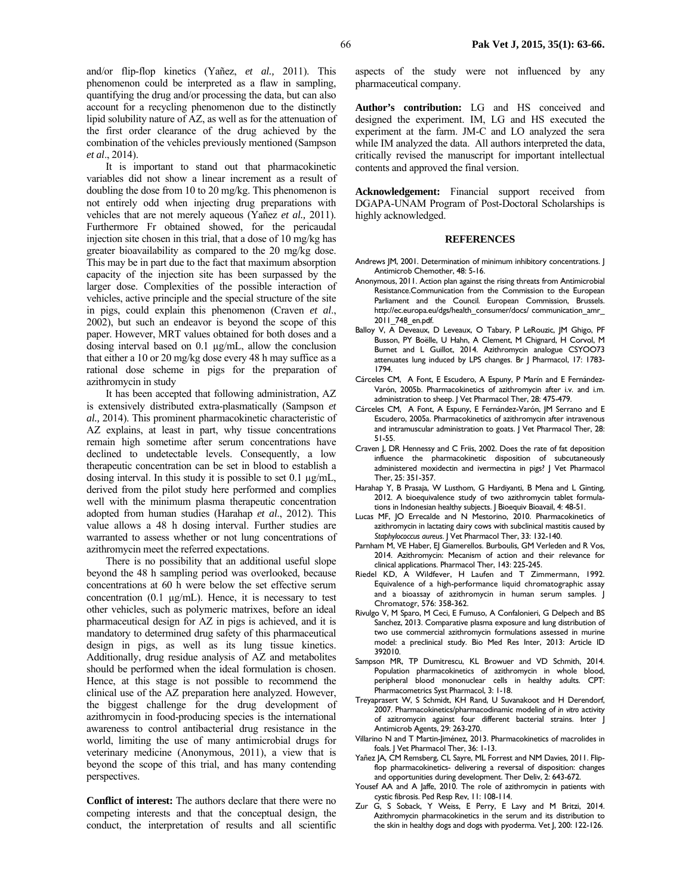and/or flip-flop kinetics (Yañez, *et al.,* 2011). This phenomenon could be interpreted as a flaw in sampling, quantifying the drug and/or processing the data, but can also account for a recycling phenomenon due to the distinctly lipid solubility nature of AZ, as well as for the attenuation of the first order clearance of the drug achieved by the combination of the vehicles previously mentioned (Sampson *et al*., 2014).

It is important to stand out that pharmacokinetic variables did not show a linear increment as a result of doubling the dose from 10 to 20 mg/kg. This phenomenon is not entirely odd when injecting drug preparations with vehicles that are not merely aqueous (Yañez *et al.,* 2011). Furthermore Fr obtained showed, for the pericaudal injection site chosen in this trial, that a dose of 10 mg/kg has greater bioavailability as compared to the 20 mg/kg dose. This may be in part due to the fact that maximum absorption capacity of the injection site has been surpassed by the larger dose. Complexities of the possible interaction of vehicles, active principle and the special structure of the site in pigs, could explain this phenomenon (Craven *et al*., 2002), but such an endeavor is beyond the scope of this paper. However, MRT values obtained for both doses and a dosing interval based on 0.1 µg/mL, allow the conclusion that either a 10 or 20 mg/kg dose every 48 h may suffice as a rational dose scheme in pigs for the preparation of azithromycin in study

It has been accepted that following administration, AZ is extensively distributed extra-plasmatically (Sampson *et al.,* 2014). This prominent pharmacokinetic characteristic of AZ explains, at least in part, why tissue concentrations remain high sometime after serum concentrations have declined to undetectable levels. Consequently, a low therapeutic concentration can be set in blood to establish a dosing interval. In this study it is possible to set 0.1 µg/mL, derived from the pilot study here performed and complies well with the minimum plasma therapeutic concentration adopted from human studies (Harahap *et al*., 2012). This value allows a 48 h dosing interval. Further studies are warranted to assess whether or not lung concentrations of azithromycin meet the referred expectations.

There is no possibility that an additional useful slope beyond the 48 h sampling period was overlooked, because concentrations at 60 h were below the set effective serum concentration (0.1 µg/mL). Hence, it is necessary to test other vehicles, such as polymeric matrixes, before an ideal pharmaceutical design for AZ in pigs is achieved, and it is mandatory to determined drug safety of this pharmaceutical design in pigs, as well as its lung tissue kinetics. Additionally, drug residue analysis of AZ and metabolites should be performed when the ideal formulation is chosen. Hence, at this stage is not possible to recommend the clinical use of the AZ preparation here analyzed. However, the biggest challenge for the drug development of azithromycin in food-producing species is the international awareness to control antibacterial drug resistance in the world, limiting the use of many antimicrobial drugs for veterinary medicine (Anonymous, 2011), a view that is beyond the scope of this trial, and has many contending perspectives.

**Conflict of interest:** The authors declare that there were no competing interests and that the conceptual design, the conduct, the interpretation of results and all scientific aspects of the study were not influenced by any pharmaceutical company.

**Author's contribution:** LG and HS conceived and designed the experiment. IM, LG and HS executed the experiment at the farm. JM-C and LO analyzed the sera while IM analyzed the data. All authors interpreted the data, critically revised the manuscript for important intellectual contents and approved the final version.

**Acknowledgement:** Financial support received from DGAPA-UNAM Program of Post-Doctoral Scholarships is highly acknowledged.

## REFERENCES

Andrews JM, 2001. Determination of minimum inhibitory concentrations. J Antimicrob Chemother, 48: 5-16.

Anonymous, 2011. Action plan against the rising threats from Antimicrobial Resistance.Communication from the Commission to the European Parliament and the Council. European Commission, Brussels. http://ec.europa.eu/dgs/health_consumer/docs/ communication_amr_ 2011_748_en.pdf.

Balloy V, A Deveaux, D Leveaux, O Tabary, P LeRouzic, JM Ghigo, PF Busson, PY Boëlle, U Hahn, A Clement, M Chignard, H Corvol, M Burnet and L Guillot, 2014. Azithromycin analogue CSYOO73 attenuates lung induced by LPS changes. Br J Pharmacol, 17: 1783-1794.

Cárceles CM, A Font, E Escudero, A Espuny, P Marín and E Fernández-Varón, 2005b. Pharmacokinetics of azithromycin after i.v. and i.m. administration to sheep. J Vet Pharmacol Ther, 28: 475-479.

Cárceles CM, A Font, A Espuny, E Fernández-Varón, JM Serrano and E Escudero, 2005a. Pharmacokinetics of azithromycin after intravenous and intramuscular administration to goats. J Vet Pharmacol Ther, 28: 51-55.

Craven J, DR Hennessy and C Friis, 2002. Does the rate of fat deposition influence the pharmacokinetic disposition of subcutaneously administered moxidectin and ivermectina in pigs? J Vet Pharmacol Ther, 25: 351-357.

Harahap Y, B Prasaja, W Lusthom, G Hardiyanti, B Mena and L Ginting, 2012. A bioequivalence study of two azithromycin tablet formulations in Indonesian healthy subjects. J Bioequiv Bioavail, 4: 48-51.

Lucas MF, JO Errecalde and N Mestorino, 2010. Pharmacokinetics of azithromycin in lactating dairy cows with subclinical mastitis caused by *Staphylococcus aureus*. J Vet Pharmacol Ther, 33: 132-140.

Parnham M, VE Haber, EJ Giamerellos. Burboulis, GM Verleden and R Vos, 2014. Azithromycin: Mecanism of action and their relevance for clinical applications. Pharmacol Ther, 143: 225-245.

Riedel KD, A Wildfever, H Laufen and T Zimmermann, 1992. Equivalence of a high-performance liquid chromatographic assay and a bioassay of azithromycin in human serum samples. J Chromatogr, 576: 358-362.

Rivulgo V, M Sparo, M Ceci, E Fumuso, A Confalonieri, G Delpech and BS Sanchez, 2013. Comparative plasma exposure and lung distribution of two use commercial azithromycin formulations assessed in murine model: a preclinical study. Bio Med Res Inter, 2013: Article ID 392010.

Sampson MR, TP Dumitrescu, KL Browuer and VD Schmith, 2014. Population pharmacokinetics of azithromycin in whole blood, peripheral blood mononuclear cells in healthy adults. CPT: Pharmacometrics Syst Pharmacol, 3: 1-18.

Treyaprasert W, S Schmidt, KH Rand, U Suvanakoot and H Derendorf, 2007. Pharmacokinetics/pharmacodinamic modeling of *in vitro* activity of azitromycin against four different bacterial strains. Inter J Antimicrob Agents, 29: 263-270.

Villarino N and T Martín-Jiménez, 2013. Pharmacokinetics of macrolides in foals. J Vet Pharmacol Ther, 36: 1-13.

Yañez JA, CM Remsberg, CL Sayre, ML Forrest and NM Davies, 2011. Flip-flop pharmacokinetics- delivering a reversal of disposition: changes and opportunities during development. Ther Deliv, 2: 643-672.

Yousef AA and A Jaffe, 2010. The role of azithromycin in patients with cystic fibrosis. Ped Resp Rev, 11: 108-114.

Zur G, S Soback, Y Weiss, E Perry, E Lavy and M Britzi, 2014. Azithromycin pharmacokinetics in the serum and its distribution to the skin in healthy dogs and dogs with pyoderma. Vet J, 200: 122-126.